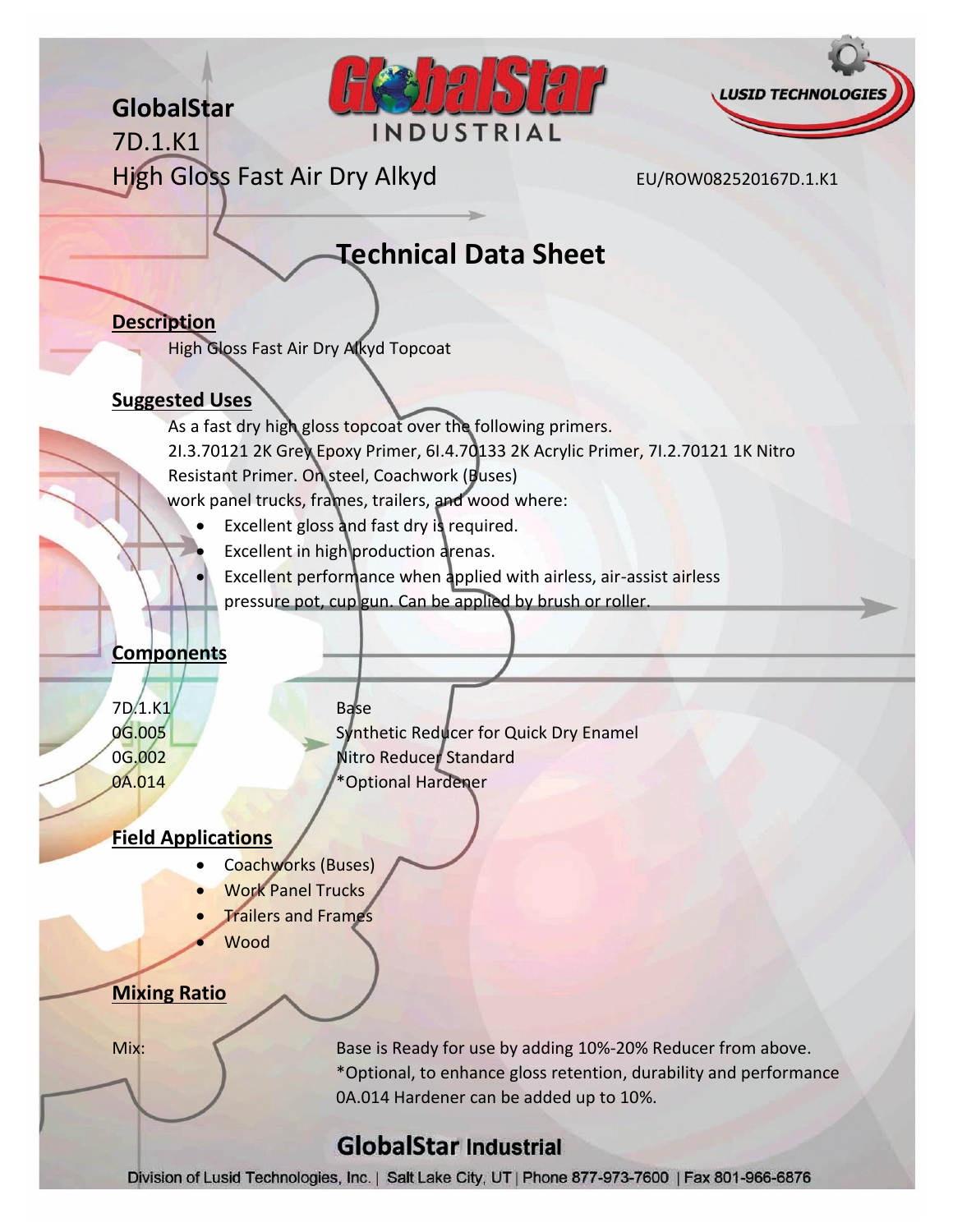**GlobalStar**
7D.1.K1
High Gloss Fast Air Dry Alkyd

EU/ROW082520167D.1.K1

# Technical Data Sheet

## Description

High Gloss Fast Air Dry Alkyd Topcoat

## Suggested Uses

As a fast dry high gloss topcoat over the following primers.
2I.3.70121 2K Grey Epoxy Primer, 6I.4.70133 2K Acrylic Primer, 7I.2.70121 1K Nitro Resistant Primer. On steel, Coachwork (Buses) work panel trucks, frames, trailers, and wood where:

- Excellent gloss and fast dry is required.
- Excellent in high production arenas.
- Excellent performance when applied with airless, air-assist airless pressure pot, cup gun. Can be applied by brush or roller.

## Components

| | |
|---|---|
| 7D.1.K1 | Base |
| 0G.005 | Synthetic Reducer for Quick Dry Enamel |
| 0G.002 | Nitro Reducer Standard |
| 0A.014 | *Optional Hardener |

## Field Applications

- Coachworks (Buses)
- Work Panel Trucks
- Trailers and Frames
- Wood

## Mixing Ratio

Mix: Base is Ready for use by adding 10%-20% Reducer from above.
*Optional, to enhance gloss retention, durability and performance 0A.014 Hardener can be added up to 10%.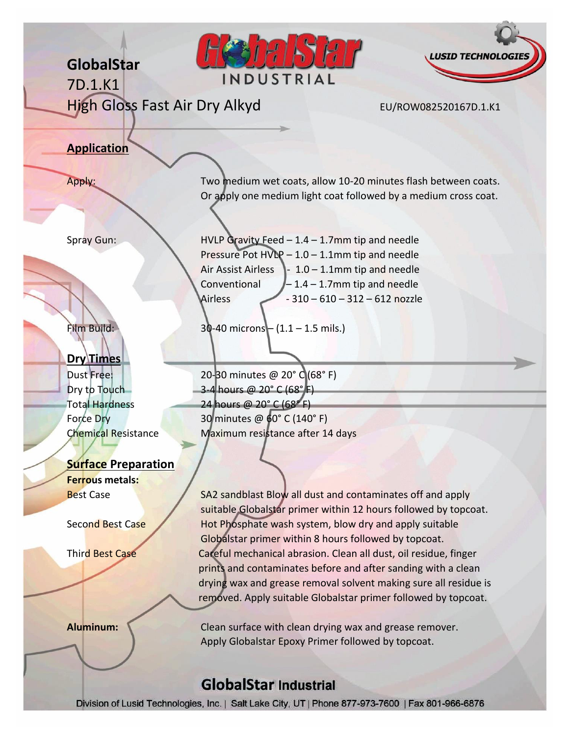# GlobalStar

## 7D.1.K1

## High Gloss Fast Air Dry Alkyd

EU/ROW082520167D.1.K1

### Application

**Apply:** Two medium wet coats, allow 10-20 minutes flash between coats. Or apply one medium light coat followed by a medium cross coat.

**Spray Gun:**

| | |
|---|---|
| HVLP Gravity Feed | 1.4 – 1.7mm tip and needle |
| Pressure Pot HVLP | 1.0 – 1.1mm tip and needle |
| Air Assist Airless | 1.0 – 1.1mm tip and needle |
| Conventional | 1.4 – 1.7mm tip and needle |
| Airless | 310 – 610 – 312 – 612 nozzle |

**Film Build:** 30-40 microns – (1.1 – 1.5 mils.)

### Dry Times

| | |
|---|---|
| Dust Free: | 20-30 minutes @ 20° C (68° F) |
| Dry to Touch | 3-4 hours @ 20° C (68° F) |
| Total Hardness | 24 hours @ 20° C (68° F) |
| Force Dry | 30 minutes @ 60° C (140° F) |
| Chemical Resistance | Maximum resistance after 14 days |

### Surface Preparation

**Ferrous metals:**

**Best Case:** SA2 sandblast Blow all dust and contaminates off and apply suitable Globalstar primer within 12 hours followed by topcoat.

**Second Best Case:** Hot Phosphate wash system, blow dry and apply suitable Globalstar primer within 8 hours followed by topcoat.

**Third Best Case:** Careful mechanical abrasion. Clean all dust, oil residue, finger prints and contaminates before and after sanding with a clean drying wax and grease removal solvent making sure all residue is removed. Apply suitable Globalstar primer followed by topcoat.

**Aluminum:** Clean surface with clean drying wax and grease remover. Apply Globalstar Epoxy Primer followed by topcoat.

**GlobalStar Industrial**

Division of Lusid Technologies, Inc. | Salt Lake City, UT | Phone 877-973-7600 | Fax 801-966-6876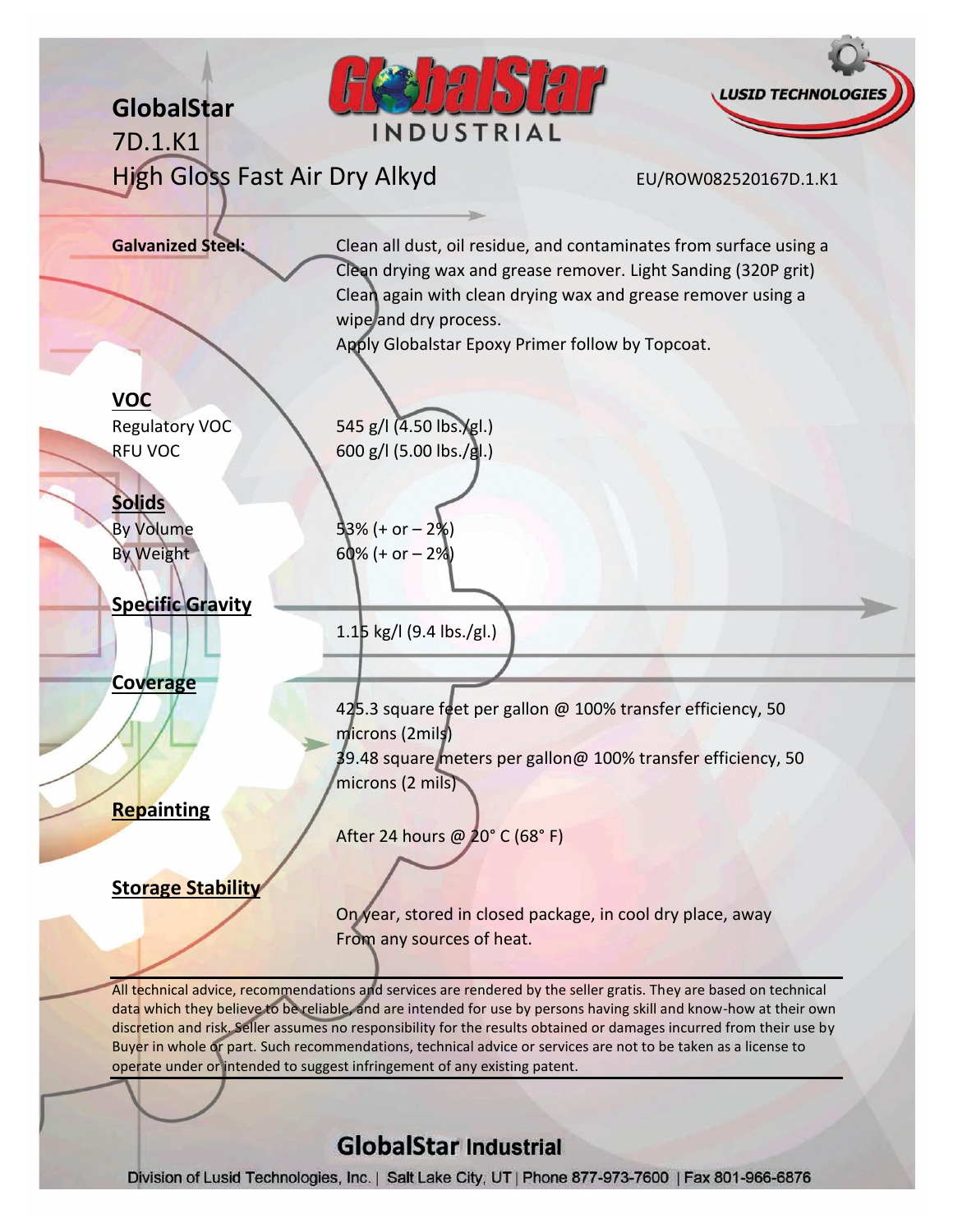**GlobalStar**

7D.1.K1

High Gloss Fast Air Dry Alkyd

EU/ROW082520167D.1.K1

**Galvanized Steel:** Clean all dust, oil residue, and contaminates from surface using a Clean drying wax and grease remover. Light Sanding (320P grit) Clean again with clean drying wax and grease remover using a wipe and dry process.
Apply Globalstar Epoxy Primer follow by Topcoat.

## VOC

Regulatory VOC: 545 g/l (4.50 lbs./gl.)

RFU VOC: 600 g/l (5.00 lbs./gl.)

## Solids

By Volume: 53% (+ or – 2%)

By Weight: 60% (+ or – 2%)

## Specific Gravity

1.15 kg/l (9.4 lbs./gl.)

## Coverage

425.3 square feet per gallon @ 100% transfer efficiency, 50 microns (2mils)

39.48 square meters per gallon@ 100% transfer efficiency, 50 microns (2 mils)

## Repainting

After 24 hours @ 20° C (68° F)

## Storage Stability

On year, stored in closed package, in cool dry place, away From any sources of heat.

---

All technical advice, recommendations and services are rendered by the seller gratis. They are based on technical data which they believe to be reliable, and are intended for use by persons having skill and know-how at their own discretion and risk. Seller assumes no responsibility for the results obtained or damages incurred from their use by Buyer in whole or part. Such recommendations, technical advice or services are not to be taken as a license to operate under or intended to suggest infringement of any existing patent.

---

**GlobalStar Industrial**

Division of Lusid Technologies, Inc. | Salt Lake City, UT | Phone 877-973-7600 | Fax 801-966-6876